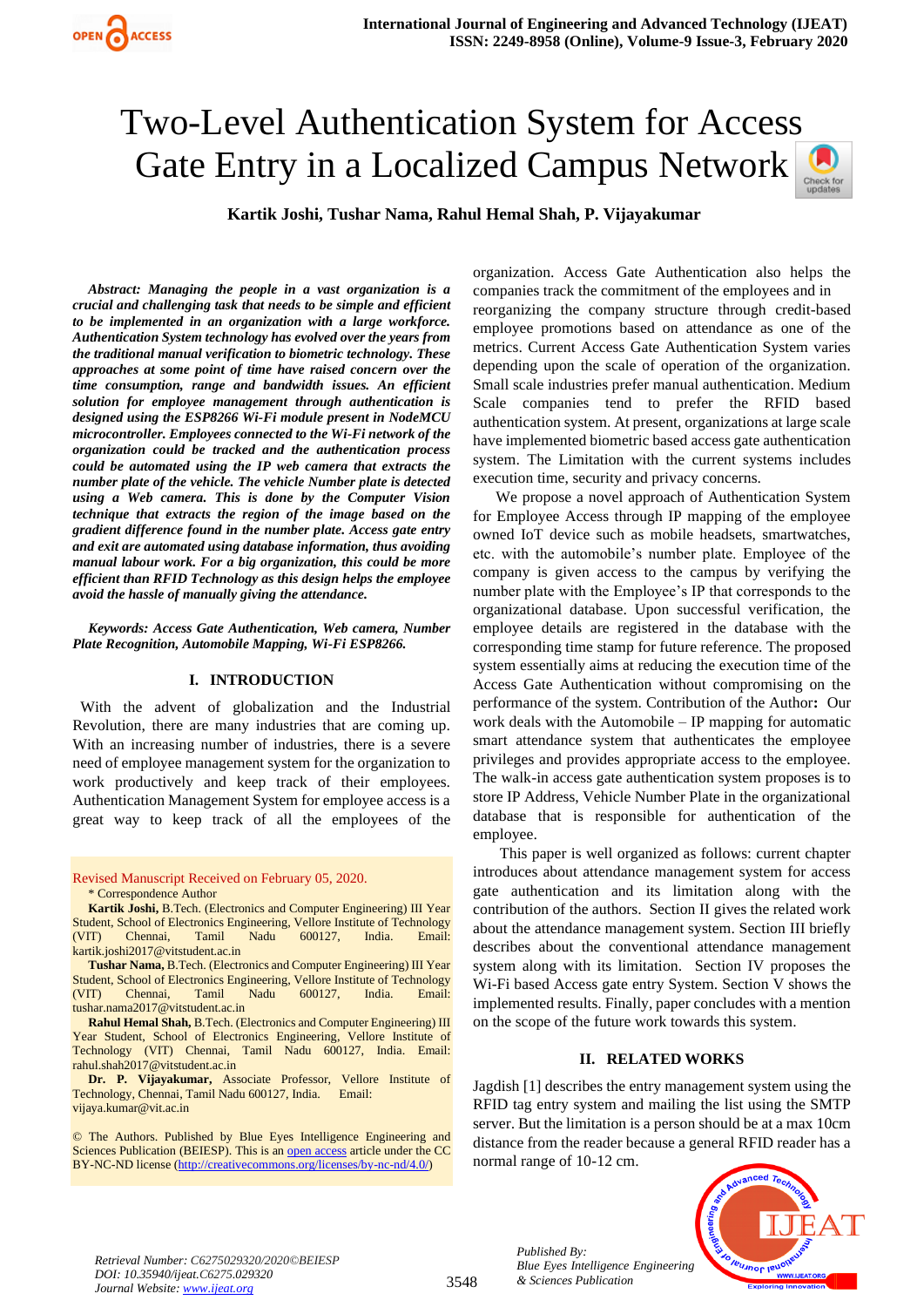# Two-Level Authentication System for Access Gate Entry in a Localized Campus Network

**Kartik Joshi, Tushar Nama, Rahul Hemal Shah, P. Vijayakumar**

***Abstract: Managing the people in a vast organization is a crucial and challenging task that needs to be simple and efficient to be implemented in an organization with a large workforce. Authentication System technology has evolved over the years from the traditional manual verification to biometric technology. These approaches at some point of time have raised concern over the time consumption, range and bandwidth issues. An efficient solution for employee management through authentication is designed using the ESP8266 Wi-Fi module present in NodeMCU microcontroller. Employees connected to the Wi-Fi network of the organization could be tracked and the authentication process could be automated using the IP web camera that extracts the number plate of the vehicle. The vehicle Number plate is detected using a Web camera. This is done by the Computer Vision technique that extracts the region of the image based on the gradient difference found in the number plate. Access gate entry and exit are automated using database information, thus avoiding manual labour work. For a big organization, this could be more efficient than RFID Technology as this design helps the employee avoid the hassle of manually giving the attendance.***

***Keywords: Access Gate Authentication, Web camera, Number Plate Recognition, Automobile Mapping, Wi-Fi ESP8266.***

## I. INTRODUCTION

With the advent of globalization and the Industrial Revolution, there are many industries that are coming up. With an increasing number of industries, there is a severe need of employee management system for the organization to work productively and keep track of their employees. Authentication Management System for employee access is a great way to keep track of all the employees of the organization. Access Gate Authentication also helps the companies track the commitment of the employees and in reorganizing the company structure through credit-based employee promotions based on attendance as one of the metrics. Current Access Gate Authentication System varies depending upon the scale of operation of the organization. Small scale industries prefer manual authentication. Medium Scale companies tend to prefer the RFID based authentication system. At present, organizations at large scale have implemented biometric based access gate authentication system. The Limitation with the current systems includes execution time, security and privacy concerns.

We propose a novel approach of Authentication System for Employee Access through IP mapping of the employee owned IoT device such as mobile headsets, smartwatches, etc. with the automobile's number plate. Employee of the company is given access to the campus by verifying the number plate with the Employee's IP that corresponds to the organizational database. Upon successful verification, the employee details are registered in the database with the corresponding time stamp for future reference. The proposed system essentially aims at reducing the execution time of the Access Gate Authentication without compromising on the performance of the system. Contribution of the Author**:** Our work deals with the Automobile – IP mapping for automatic smart attendance system that authenticates the employee privileges and provides appropriate access to the employee. The walk-in access gate authentication system proposes is to store IP Address, Vehicle Number Plate in the organizational database that is responsible for authentication of the employee.

This paper is well organized as follows: current chapter introduces about attendance management system for access gate authentication and its limitation along with the contribution of the authors. Section II gives the related work about the attendance management system. Section III briefly describes about the conventional attendance management system along with its limitation. Section IV proposes the Wi-Fi based Access gate entry System. Section V shows the implemented results. Finally, paper concludes with a mention on the scope of the future work towards this system.

## II. RELATED WORKS

Jagdish [1] describes the entry management system using the RFID tag entry system and mailing the list using the SMTP server. But the limitation is a person should be at a max 10cm distance from the reader because a general RFID reader has a normal range of 10-12 cm.

---

Revised Manuscript Received on February 05, 2020.

\* Correspondence Author

**Kartik Joshi,** B.Tech. (Electronics and Computer Engineering) III Year Student, School of Electronics Engineering, Vellore Institute of Technology (VIT) Chennai, Tamil Nadu 600127, India. Email: kartik.joshi2017@vitstudent.ac.in

**Tushar Nama,** B.Tech. (Electronics and Computer Engineering) III Year Student, School of Electronics Engineering, Vellore Institute of Technology (VIT) Chennai, Tamil Nadu 600127, India. Email: tushar.nama2017@vitstudent.ac.in

**Rahul Hemal Shah,** B.Tech. (Electronics and Computer Engineering) III Year Student, School of Electronics Engineering, Vellore Institute of Technology (VIT) Chennai, Tamil Nadu 600127, India. Email: rahul.shah2017@vitstudent.ac.in

**Dr. P. Vijayakumar,** Associate Professor, Vellore Institute of Technology, Chennai, Tamil Nadu 600127, India. Email: vijaya.kumar@vit.ac.in

© The Authors. Published by Blue Eyes Intelligence Engineering and Sciences Publication (BEIESP). This is an open access article under the CC BY-NC-ND license (http://creativecommons.org/licenses/by-nc-nd/4.0/)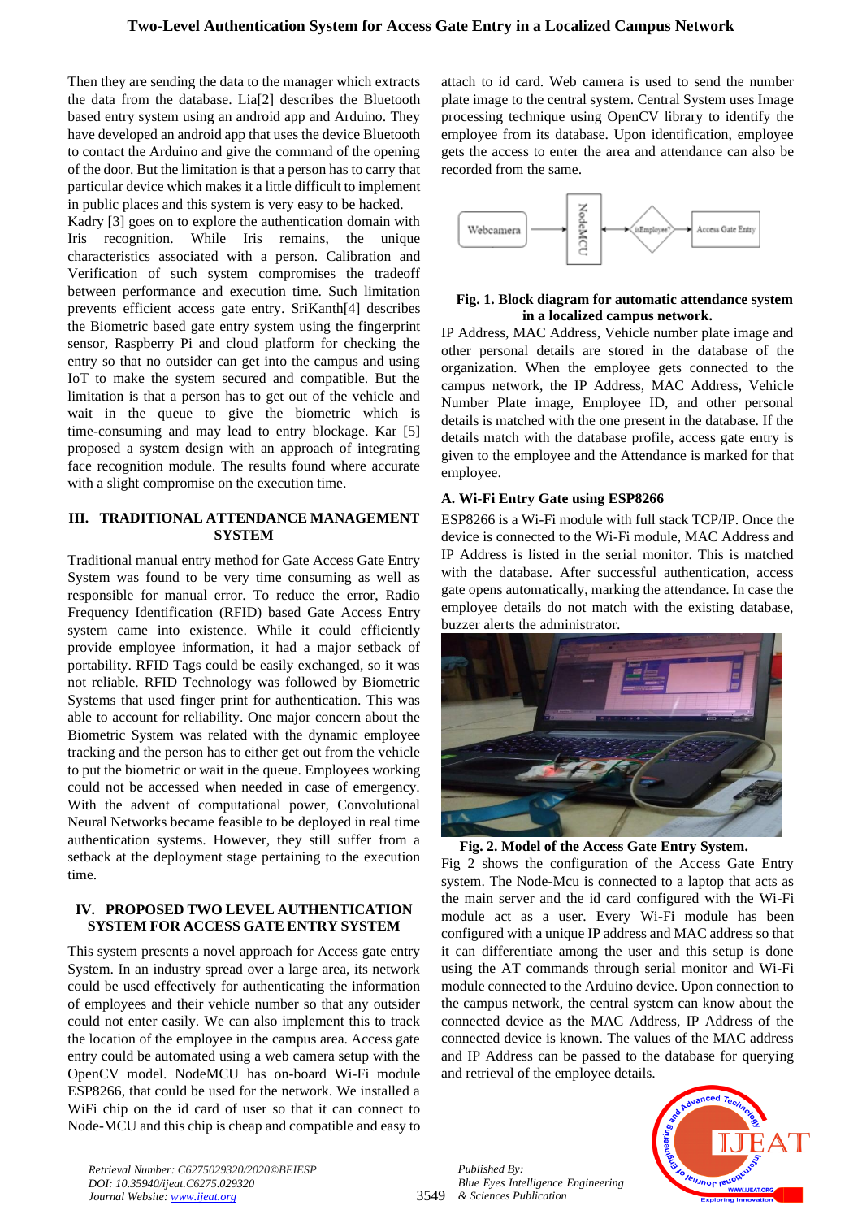Then they are sending the data to the manager which extracts the data from the database. Lia[2] describes the Bluetooth based entry system using an android app and Arduino. They have developed an android app that uses the device Bluetooth to contact the Arduino and give the command of the opening of the door. But the limitation is that a person has to carry that particular device which makes it a little difficult to implement in public places and this system is very easy to be hacked. Kadry [3] goes on to explore the authentication domain with Iris recognition. While Iris remains, the unique characteristics associated with a person. Calibration and Verification of such system compromises the tradeoff between performance and execution time. Such limitation prevents efficient access gate entry. SriKanth[4] describes the Biometric based gate entry system using the fingerprint sensor, Raspberry Pi and cloud platform for checking the entry so that no outsider can get into the campus and using IoT to make the system secured and compatible. But the limitation is that a person has to get out of the vehicle and wait in the queue to give the biometric which is time-consuming and may lead to entry blockage. Kar [5] proposed a system design with an approach of integrating face recognition module. The results found where accurate with a slight compromise on the execution time.

## III. TRADITIONAL ATTENDANCE MANAGEMENT SYSTEM

Traditional manual entry method for Gate Access Gate Entry System was found to be very time consuming as well as responsible for manual error. To reduce the error, Radio Frequency Identification (RFID) based Gate Access Entry system came into existence. While it could efficiently provide employee information, it had a major setback of portability. RFID Tags could be easily exchanged, so it was not reliable. RFID Technology was followed by Biometric Systems that used finger print for authentication. This was able to account for reliability. One major concern about the Biometric System was related with the dynamic employee tracking and the person has to either get out from the vehicle to put the biometric or wait in the queue. Employees working could not be accessed when needed in case of emergency. With the advent of computational power, Convolutional Neural Networks became feasible to be deployed in real time authentication systems. However, they still suffer from a setback at the deployment stage pertaining to the execution time.

## IV. PROPOSED TWO LEVEL AUTHENTICATION SYSTEM FOR ACCESS GATE ENTRY SYSTEM

This system presents a novel approach for Access gate entry System. In an industry spread over a large area, its network could be used effectively for authenticating the information of employees and their vehicle number so that any outsider could not enter easily. We can also implement this to track the location of the employee in the campus area. Access gate entry could be automated using a web camera setup with the OpenCV model. NodeMCU has on-board Wi-Fi module ESP8266, that could be used for the network. We installed a WiFi chip on the id card of user so that it can connect to Node-MCU and this chip is cheap and compatible and easy to attach to id card. Web camera is used to send the number plate image to the central system. Central System uses Image processing technique using OpenCV library to identify the employee from its database. Upon identification, employee gets the access to enter the area and attendance can also be recorded from the same.

**Fig. 1. Block diagram for automatic attendance system in a localized campus network.**

IP Address, MAC Address, Vehicle number plate image and other personal details are stored in the database of the organization. When the employee gets connected to the campus network, the IP Address, MAC Address, Vehicle Number Plate image, Employee ID, and other personal details is matched with the one present in the database. If the details match with the database profile, access gate entry is given to the employee and the Attendance is marked for that employee.

### A. Wi-Fi Entry Gate using ESP8266

ESP8266 is a Wi-Fi module with full stack TCP/IP. Once the device is connected to the Wi-Fi module, MAC Address and IP Address is listed in the serial monitor. This is matched with the database. After successful authentication, access gate opens automatically, marking the attendance. In case the employee details do not match with the existing database, buzzer alerts the administrator.

**Fig. 2. Model of the Access Gate Entry System.**

Fig 2 shows the configuration of the Access Gate Entry system. The Node-Mcu is connected to a laptop that acts as the main server and the id card configured with the Wi-Fi module act as a user. Every Wi-Fi module has been configured with a unique IP address and MAC address so that it can differentiate among the user and this setup is done using the AT commands through serial monitor and Wi-Fi module connected to the Arduino device. Upon connection to the campus network, the central system can know about the connected device as the MAC Address, IP Address of the connected device is known. The values of the MAC address and IP Address can be passed to the database for querying and retrieval of the employee details.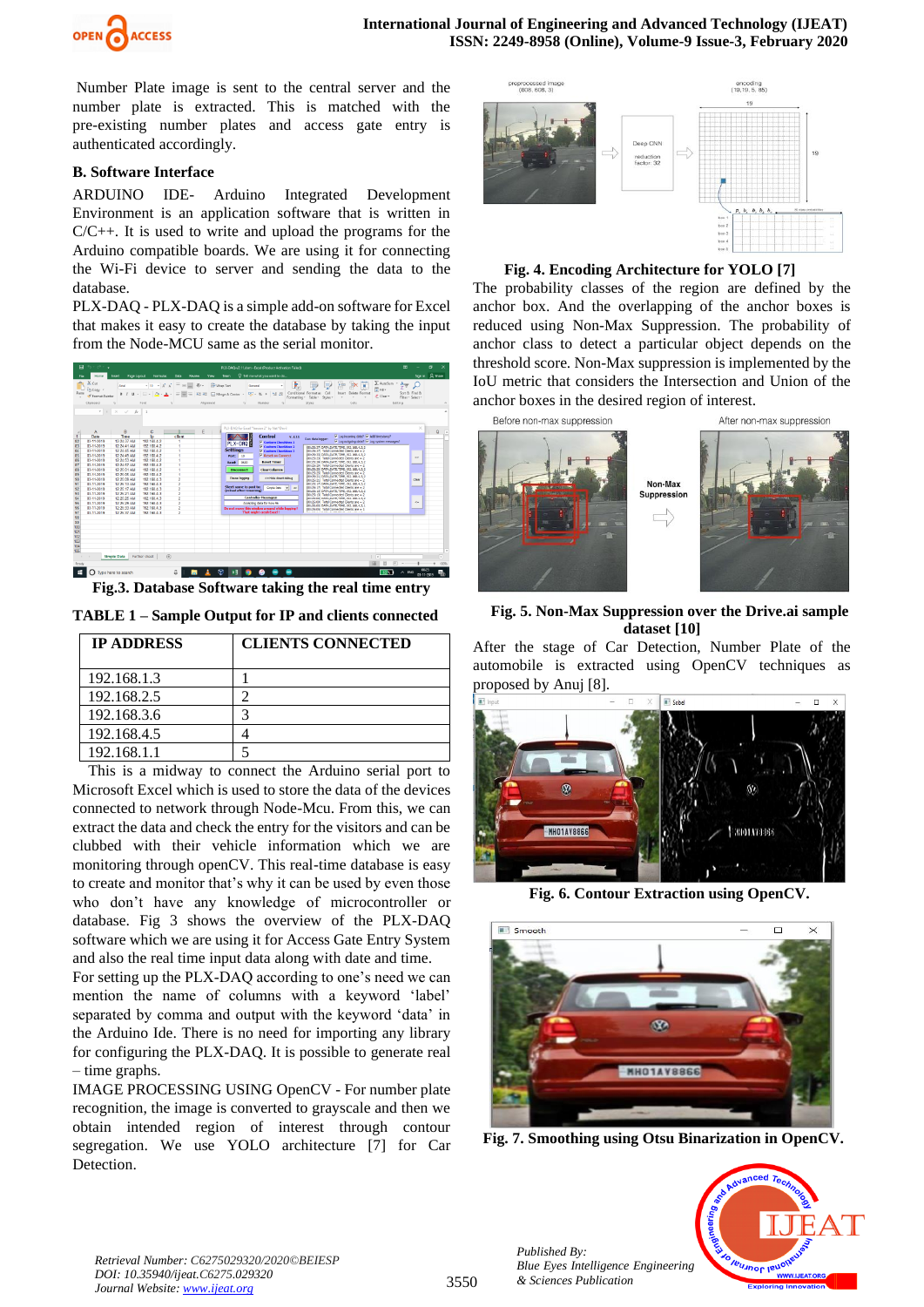Number Plate image is sent to the central server and the number plate is extracted. This is matched with the pre-existing number plates and access gate entry is authenticated accordingly.

### B. Software Interface

ARDUINO IDE- Arduino Integrated Development Environment is an application software that is written in C/C++. It is used to write and upload the programs for the Arduino compatible boards. We are using it for connecting the Wi-Fi device to server and sending the data to the database.

PLX-DAQ - PLX-DAQ is a simple add-on software for Excel that makes it easy to create the database by taking the input from the Node-MCU same as the serial monitor.

**Fig.3. Database Software taking the real time entry**

**TABLE 1 – Sample Output for IP and clients connected**

| IP ADDRESS | CLIENTS CONNECTED |
|---|---|
| 192.168.1.3 | 1 |
| 192.168.2.5 | 2 |
| 192.168.3.6 | 3 |
| 192.168.4.5 | 4 |
| 192.168.1.1 | 5 |

This is a midway to connect the Arduino serial port to Microsoft Excel which is used to store the data of the devices connected to network through Node-Mcu. From this, we can extract the data and check the entry for the visitors and can be clubbed with their vehicle information which we are monitoring through openCV. This real-time database is easy to create and monitor that's why it can be used by even those who don't have any knowledge of microcontroller or database. Fig 3 shows the overview of the PLX-DAQ software which we are using it for Access Gate Entry System and also the real time input data along with date and time.

For setting up the PLX-DAQ according to one's need we can mention the name of columns with a keyword 'label' separated by comma and output with the keyword 'data' in the Arduino Ide. There is no need for importing any library for configuring the PLX-DAQ. It is possible to generate real – time graphs.

IMAGE PROCESSING USING OpenCV - For number plate recognition, the image is converted to grayscale and then we obtain intended region of interest through contour segregation. We use YOLO architecture [7] for Car Detection.

**Fig. 4. Encoding Architecture for YOLO [7]**

The probability classes of the region are defined by the anchor box. And the overlapping of the anchor boxes is reduced using Non-Max Suppression. The probability of anchor class to detect a particular object depends on the threshold score. Non-Max suppression is implemented by the IoU metric that considers the Intersection and Union of the anchor boxes in the desired region of interest.

**Fig. 5. Non-Max Suppression over the Drive.ai sample dataset [10]**

After the stage of Car Detection, Number Plate of the automobile is extracted using OpenCV techniques as proposed by Anuj [8].

**Fig. 6. Contour Extraction using OpenCV.**

**Fig. 7. Smoothing using Otsu Binarization in OpenCV.**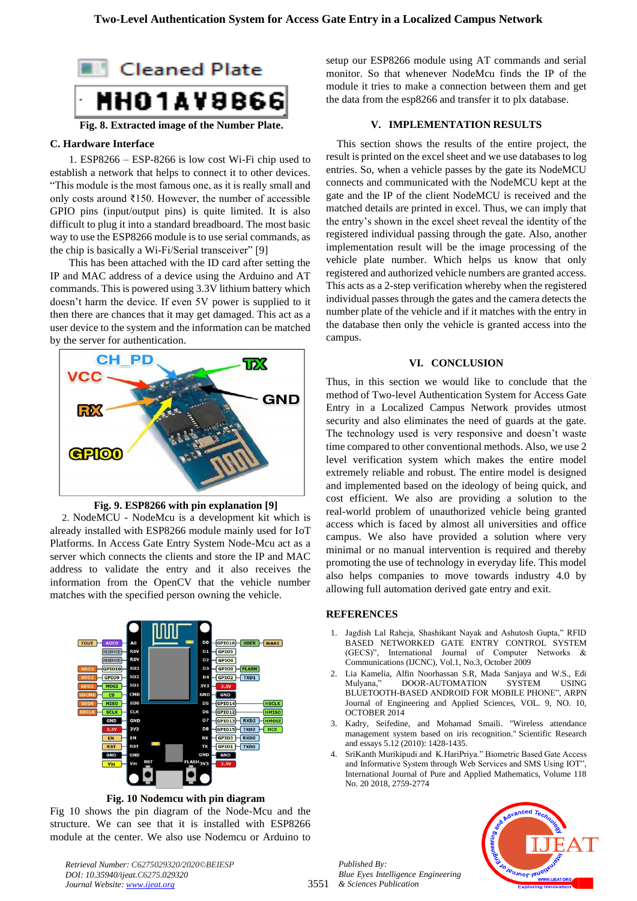Fig. 8. Extracted image of the Number Plate.

### C. Hardware Interface

1. ESP8266 – ESP-8266 is low cost Wi-Fi chip used to establish a network that helps to connect it to other devices. "This module is the most famous one, as it is really small and only costs around ₹150. However, the number of accessible GPIO pins (input/output pins) is quite limited. It is also difficult to plug it into a standard breadboard. The most basic way to use the ESP8266 module is to use serial commands, as the chip is basically a Wi-Fi/Serial transceiver" [9]

This has been attached with the ID card after setting the IP and MAC address of a device using the Arduino and AT commands. This is powered using 3.3V lithium battery which doesn't harm the device. If even 5V power is supplied to it then there are chances that it may get damaged. This act as a user device to the system and the information can be matched by the server for authentication.

Fig. 9. ESP8266 with pin explanation [9]

2. NodeMCU - NodeMcu is a development kit which is already installed with ESP8266 module mainly used for IoT Platforms. In Access Gate Entry System Node-Mcu act as a server which connects the clients and store the IP and MAC address to validate the entry and it also receives the information from the OpenCV that the vehicle number matches with the specified person owning the vehicle.

Fig. 10 Nodemcu with pin diagram

Fig 10 shows the pin diagram of the Node-Mcu and the structure. We can see that it is installed with ESP8266 module at the center. We also use Nodemcu or Arduino to setup our ESP8266 module using AT commands and serial monitor. So that whenever NodeMcu finds the IP of the module it tries to make a connection between them and get the data from the esp8266 and transfer it to plx database.

## V. IMPLEMENTATION RESULTS

This section shows the results of the entire project, the result is printed on the excel sheet and we use databases to log entries. So, when a vehicle passes by the gate its NodeMCU connects and communicated with the NodeMCU kept at the gate and the IP of the client NodeMCU is received and the matched details are printed in excel. Thus, we can imply that the entry's shown in the excel sheet reveal the identity of the registered individual passing through the gate. Also, another implementation result will be the image processing of the vehicle plate number. Which helps us know that only registered and authorized vehicle numbers are granted access. This acts as a 2-step verification whereby when the registered individual passes through the gates and the camera detects the number plate of the vehicle and if it matches with the entry in the database then only the vehicle is granted access into the campus.

## VI. CONCLUSION

Thus, in this section we would like to conclude that the method of Two-level Authentication System for Access Gate Entry in a Localized Campus Network provides utmost security and also eliminates the need of guards at the gate. The technology used is very responsive and doesn't waste time compared to other conventional methods. Also, we use 2 level verification system which makes the entire model extremely reliable and robust. The entire model is designed and implemented based on the ideology of being quick, and cost efficient. We also are providing a solution to the real-world problem of unauthorized vehicle being granted access which is faced by almost all universities and office campus. We also have provided a solution where very minimal or no manual intervention is required and thereby promoting the use of technology in everyday life. This model also helps companies to move towards industry 4.0 by allowing full automation derived gate entry and exit.

## REFERENCES

1. Jagdish Lal Raheja, Shashikant Nayak and Ashutosh Gupta," RFID BASED NETWORKED GATE ENTRY CONTROL SYSTEM (GECS)", International Journal of Computer Networks & Communications (IJCNC), Vol.1, No.3, October 2009
2. Lia Kamelia, Alfin Noorhassan S.R, Mada Sanjaya and W.S., Edi Mulyana," DOOR-AUTOMATION SYSTEM USING BLUETOOTH-BASED ANDROID FOR MOBILE PHONE", ARPN Journal of Engineering and Applied Sciences, VOL. 9, NO. 10, OCTOBER 2014
3. Kadry, Seifedine, and Mohamad Smaili. "Wireless attendance management system based on iris recognition." Scientific Research and essays 5.12 (2010): 1428-1435.
4. SriKanth Murikipudi and K.HariPriya." Biometric Based Gate Access and Informative System through Web Services and SMS Using IOT", International Journal of Pure and Applied Mathematics, Volume 118 No. 20 2018, 2759-2774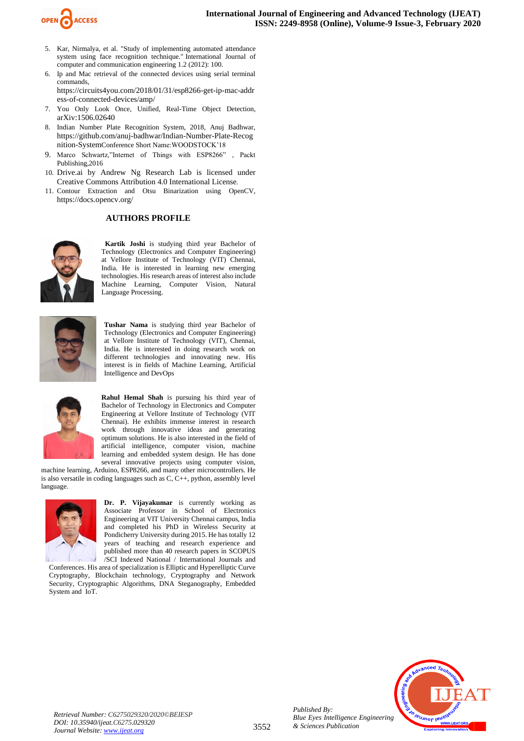5. Kar, Nirmalya, et al. "Study of implementing automated attendance system using face recognition technique." International Journal of computer and communication engineering 1.2 (2012): 100.
6. Ip and Mac retrieval of the connected devices using serial terminal commands, https://circuits4you.com/2018/01/31/esp8266-get-ip-mac-address-of-connected-devices/amp/
7. You Only Look Once, Unified, Real-Time Object Detection, arXiv:1506.02640
8. Indian Number Plate Recognition System, 2018, Anuj Badhwar, https://github.com/anuj-badhwar/Indian-Number-Plate-Recognition-SystemConference Short Name:WOODSTOCK'18
9. Marco Schwartz,"Internet of Things with ESP8266" , Packt Publishing,2016
10. Drive.ai by Andrew Ng Research Lab is licensed under Creative Commons Attribution 4.0 International License.
11. Contour Extraction and Otsu Binarization using OpenCV, https://docs.opencv.org/

## AUTHORS PROFILE

**Kartik Joshi** is studying third year Bachelor of Technology (Electronics and Computer Engineering) at Vellore Institute of Technology (VIT) Chennai, India. He is interested in learning new emerging technologies. His research areas of interest also include Machine Learning, Computer Vision, Natural Language Processing.

**Tushar Nama** is studying third year Bachelor of Technology (Electronics and Computer Engineering) at Vellore Institute of Technology (VIT), Chennai, India. He is interested in doing research work on different technologies and innovating new. His interest is in fields of Machine Learning, Artificial Intelligence and DevOps

**Rahul Hemal Shah** is pursuing his third year of Bachelor of Technology in Electronics and Computer Engineering at Vellore Institute of Technology (VIT Chennai). He exhibits immense interest in research work through innovative ideas and generating optimum solutions. He is also interested in the field of artificial intelligence, computer vision, machine learning and embedded system design. He has done several innovative projects using computer vision, machine learning, Arduino, ESP8266, and many other microcontrollers. He is also versatile in coding languages such as C, C++, python, assembly level language.

**Dr. P. Vijayakumar** is currently working as Associate Professor in School of Electronics Engineering at VIT University Chennai campus, India and completed his PhD in Wireless Security at Pondicherry University during 2015. He has totally 12 years of teaching and research experience and published more than 40 research papers in SCOPUS /SCI Indexed National / International Journals and Conferences. His area of specialization is Elliptic and Hyperelliptic Curve Cryptography, Blockchain technology, Cryptography and Network Security, Cryptographic Algorithms, DNA Steganography, Embedded System and IoT.